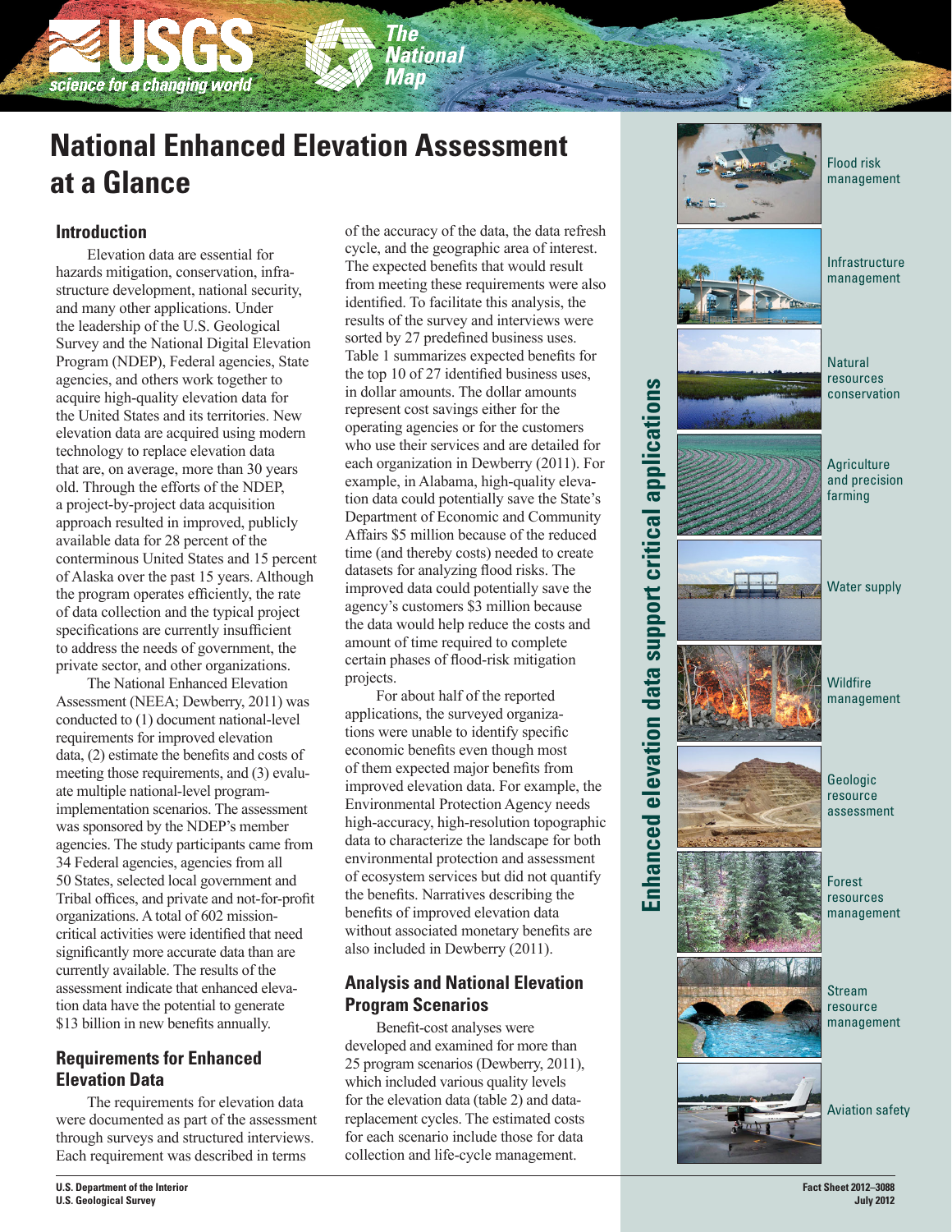# National Enhanced Elevation Assessment at a Glance

## Introduction

Elevation data are essential for hazards mitigation, conservation, infrastructure development, national security, and many other applications. Under the leadership of the U.S. Geological Survey and the National Digital Elevation Program (NDEP), Federal agencies, State agencies, and others work together to acquire high-quality elevation data for the United States and its territories. New elevation data are acquired using modern technology to replace elevation data that are, on average, more than 30 years old. Through the efforts of the NDEP, a project-by-project data acquisition approach resulted in improved, publicly available data for 28 percent of the conterminous United States and 15 percent of Alaska over the past 15 years. Although the program operates efficiently, the rate of data collection and the typical project specifications are currently insufficient to address the needs of government, the private sector, and other organizations.

The National Enhanced Elevation Assessment (NEEA; Dewberry, 2011) was conducted to (1) document national-level requirements for improved elevation data, (2) estimate the benefits and costs of meeting those requirements, and (3) evaluate multiple national-level program-implementation scenarios. The assessment was sponsored by the NDEP's member agencies. The study participants came from 34 Federal agencies, agencies from all 50 States, selected local government and Tribal offices, and private and not-for-profit organizations. A total of 602 mission-critical activities were identified that need significantly more accurate data than are currently available. The results of the assessment indicate that enhanced elevation data have the potential to generate $13 billion in new benefits annually.

## Requirements for Enhanced Elevation Data

The requirements for elevation data were documented as part of the assessment through surveys and structured interviews. Each requirement was described in terms of the accuracy of the data, the data refresh cycle, and the geographic area of interest. The expected benefits that would result from meeting these requirements were also identified. To facilitate this analysis, the results of the survey and interviews were sorted by 27 predefined business uses. Table 1 summarizes expected benefits for the top 10 of 27 identified business uses, in dollar amounts. The dollar amounts represent cost savings either for the operating agencies or for the customers who use their services and are detailed for each organization in Dewberry (2011). For example, in Alabama, high-quality elevation data could potentially save the State's Department of Economic and Community Affairs $5 million because of the reduced time (and thereby costs) needed to create datasets for analyzing flood risks. The improved data could potentially save the agency's customers $3 million because the data would help reduce the costs and amount of time required to complete certain phases of flood-risk mitigation projects.

For about half of the reported applications, the surveyed organizations were unable to identify specific economic benefits even though most of them expected major benefits from improved elevation data. For example, the Environmental Protection Agency needs high-accuracy, high-resolution topographic data to characterize the landscape for both environmental protection and assessment of ecosystem services but did not quantify the benefits. Narratives describing the benefits of improved elevation data without associated monetary benefits are also included in Dewberry (2011).

## Analysis and National Elevation Program Scenarios

Benefit-cost analyses were developed and examined for more than 25 program scenarios (Dewberry, 2011), which included various quality levels for the elevation data (table 2) and data-replacement cycles. The estimated costs for each scenario include those for data collection and life-cycle management.

**Enhanced elevation data support critical applications**

- Flood risk management
- Infrastructure management
- Natural resources conservation
- Agriculture and precision farming
- Water supply
- Wildfire management
- Geologic resource assessment
- Forest resources management
- Stream resource management
- Aviation safety

U.S. Department of the Interior
U.S. Geological Survey

Fact Sheet 2012–3088
July 2012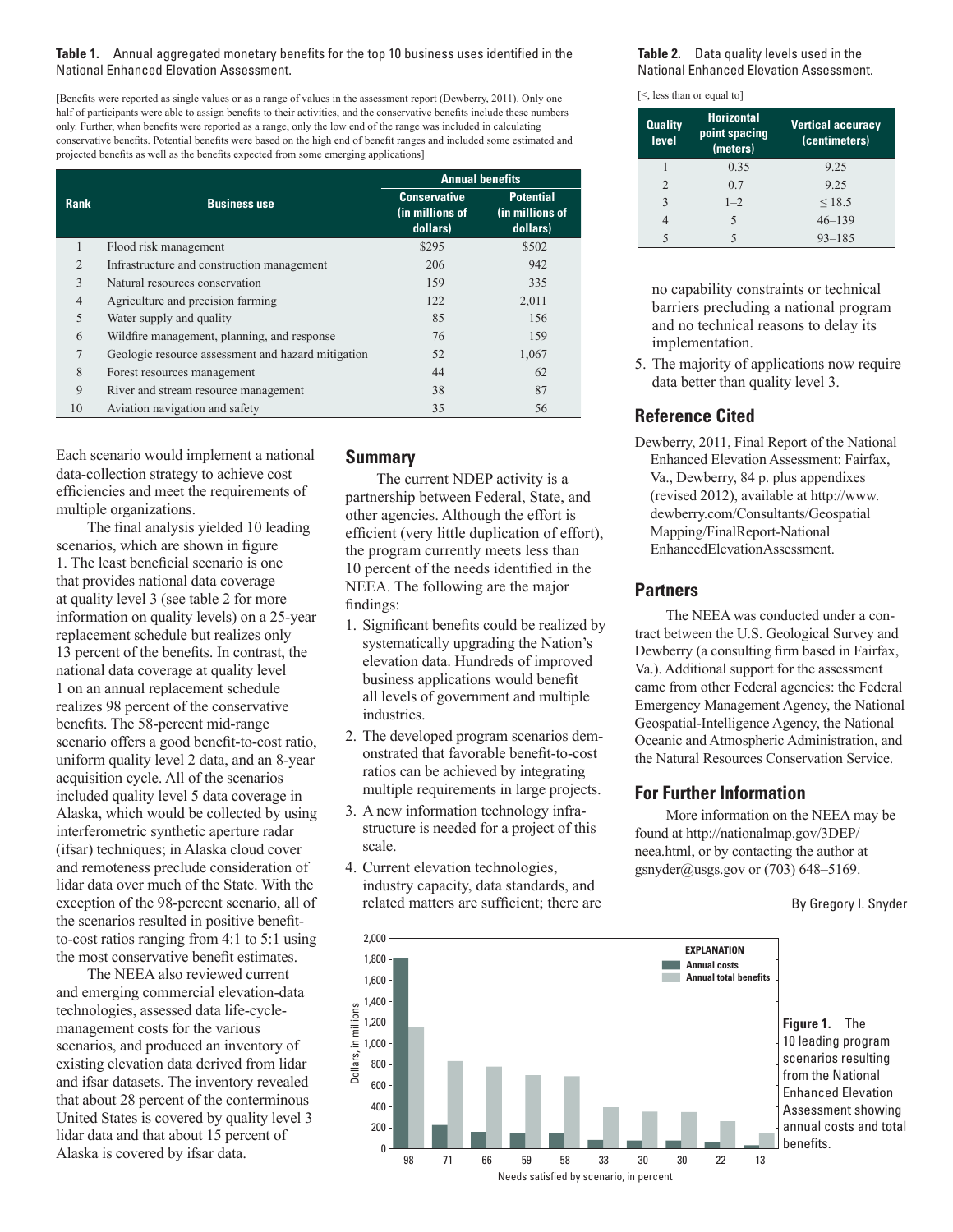**Table 1.** Annual aggregated monetary benefits for the top 10 business uses identified in the National Enhanced Elevation Assessment.

[Benefits were reported as single values or as a range of values in the assessment report (Dewberry, 2011). Only one half of participants were able to assign benefits to their activities, and the conservative benefits include these numbers only. Further, when benefits were reported as a range, only the low end of the range was included in calculating conservative benefits. Potential benefits were based on the high end of benefit ranges and included some estimated and projected benefits as well as the benefits expected from some emerging applications]

| Rank | Business use | Annual benefits | |
|---|---|---|---|
| | | Conservative (in millions of dollars) | Potential (in millions of dollars) |
| 1 | Flood risk management | $295 | $502 |
| 2 | Infrastructure and construction management | 206 | 942 |
| 3 | Natural resources conservation | 159 | 335 |
| 4 | Agriculture and precision farming | 122 | 2,011 |
| 5 | Water supply and quality | 85 | 156 |
| 6 | Wildfire management, planning, and response | 76 | 159 |
| 7 | Geologic resource assessment and hazard mitigation | 52 | 1,067 |
| 8 | Forest resources management | 44 | 62 |
| 9 | River and stream resource management | 38 | 87 |
| 10 | Aviation navigation and safety | 35 | 56 |

Each scenario would implement a national data-collection strategy to achieve cost efficiencies and meet the requirements of multiple organizations.

The final analysis yielded 10 leading scenarios, which are shown in figure 1. The least beneficial scenario is one that provides national data coverage at quality level 3 (see table 2 for more information on quality levels) on a 25-year replacement schedule but realizes only 13 percent of the benefits. In contrast, the national data coverage at quality level 1 on an annual replacement schedule realizes 98 percent of the conservative benefits. The 58-percent mid-range scenario offers a good benefit-to-cost ratio, uniform quality level 2 data, and an 8-year acquisition cycle. All of the scenarios included quality level 5 data coverage in Alaska, which would be collected by using interferometric synthetic aperture radar (ifsar) techniques; in Alaska cloud cover and remoteness preclude consideration of lidar data over much of the State. With the exception of the 98-percent scenario, all of the scenarios resulted in positive benefit-to-cost ratios ranging from 4:1 to 5:1 using the most conservative benefit estimates.

The NEEA also reviewed current and emerging commercial elevation-data technologies, assessed data life-cycle-management costs for the various scenarios, and produced an inventory of existing elevation data derived from lidar and ifsar datasets. The inventory revealed that about 28 percent of the conterminous United States is covered by quality level 3 lidar data and that about 15 percent of Alaska is covered by ifsar data.

## Summary

The current NDEP activity is a partnership between Federal, State, and other agencies. Although the effort is efficient (very little duplication of effort), the program currently meets less than 10 percent of the needs identified in the NEEA. The following are the major findings:

1. Significant benefits could be realized by systematically upgrading the Nation's elevation data. Hundreds of improved business applications would benefit all levels of government and multiple industries.
2. The developed program scenarios demonstrated that favorable benefit-to-cost ratios can be achieved by integrating multiple requirements in large projects.
3. A new information technology infrastructure is needed for a project of this scale.
4. Current elevation technologies, industry capacity, data standards, and related matters are sufficient; there are no capability constraints or technical barriers precluding a national program and no technical reasons to delay its implementation.
5. The majority of applications now require data better than quality level 3.

**Table 2.** Data quality levels used in the National Enhanced Elevation Assessment.

[≤, less than or equal to]

| Quality level | Horizontal point spacing (meters) | Vertical accuracy (centimeters) |
|---|---|---|
| 1 | 0.35 | 9.25 |
| 2 | 0.7 | 9.25 |
| 3 | 1–2 | ≤ 18.5 |
| 4 | 5 | 46–139 |
| 5 | 5 | 93–185 |

## Reference Cited

Dewberry, 2011, Final Report of the National Enhanced Elevation Assessment: Fairfax, Va., Dewberry, 84 p. plus appendixes (revised 2012), available at http://www.dewberry.com/Consultants/GeospatialMapping/FinalReport-NationalEnhancedElevationAssessment.

## Partners

The NEEA was conducted under a contract between the U.S. Geological Survey and Dewberry (a consulting firm based in Fairfax, Va.). Additional support for the assessment came from other Federal agencies: the Federal Emergency Management Agency, the National Geospatial-Intelligence Agency, the National Oceanic and Atmospheric Administration, and the Natural Resources Conservation Service.

## For Further Information

More information on the NEEA may be found at http://nationalmap.gov/3DEP/neea.html, or by contacting the author at gsnyder@usgs.gov or (703) 648–5169.

By Gregory I. Snyder

EXPLANATION
Annual costs
Annual total benefits

Dollars, in millions
0
200
400
600
800
1,000
1,200
1,400
1,600
1,800
2,000

98
71
66
59
58
33
30
30
22
13

Needs satisfied by scenario, in percent

**Figure 1.** The 10 leading program scenarios resulting from the National Enhanced Elevation Assessment showing annual costs and total benefits.